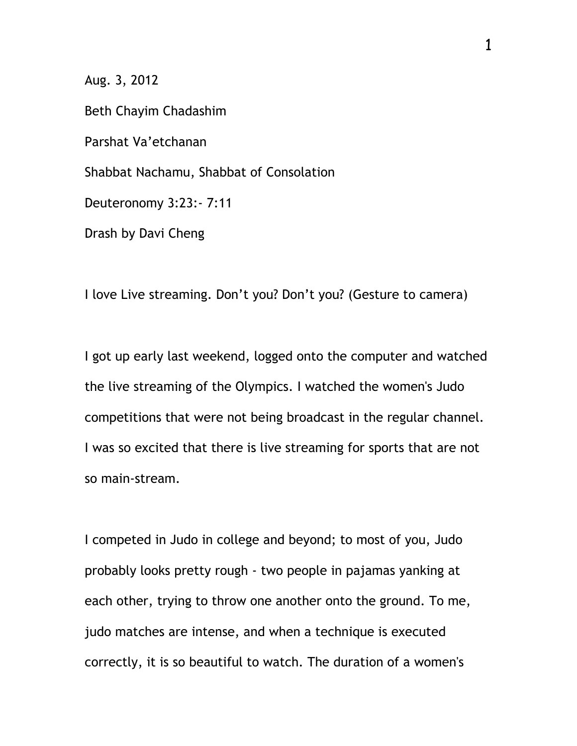Aug. 3, 2012

Beth Chayim Chadashim

Parshat Va'etchanan

Shabbat Nachamu, Shabbat of Consolation

Deuteronomy 3:23:- 7:11

Drash by Davi Cheng

I love Live streaming. Don't you? Don't you? (Gesture to camera)

I got up early last weekend, logged onto the computer and watched the live streaming of the Olympics. I watched the women's Judo competitions that were not being broadcast in the regular channel. I was so excited that there is live streaming for sports that are not so main-stream.

I competed in Judo in college and beyond; to most of you, Judo probably looks pretty rough - two people in pajamas yanking at each other, trying to throw one another onto the ground. To me, judo matches are intense, and when a technique is executed correctly, it is so beautiful to watch. The duration of a women's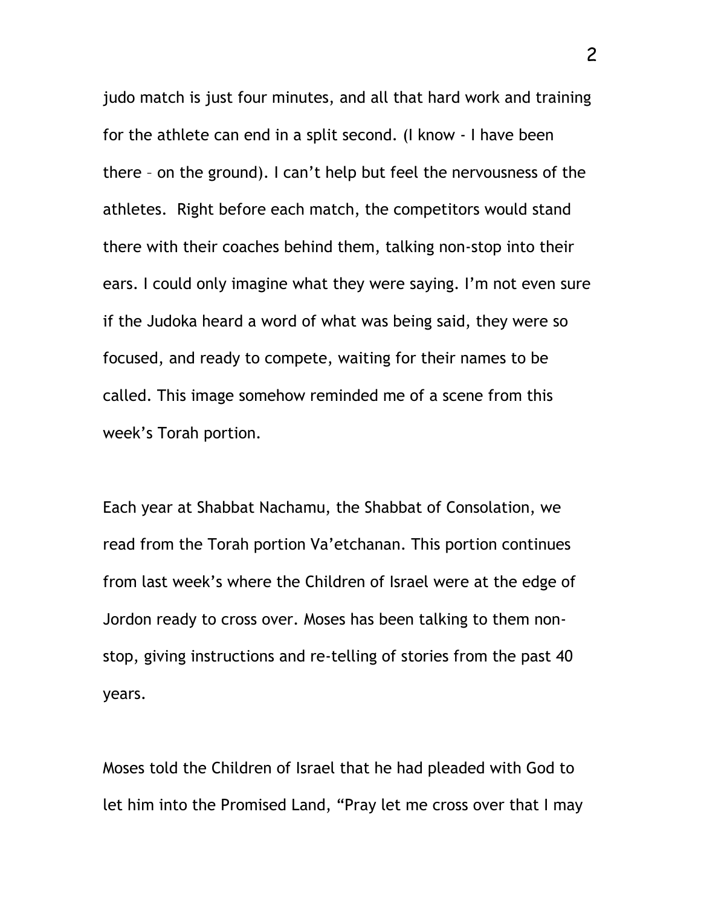judo match is just four minutes, and all that hard work and training for the athlete can end in a split second. (I know - I have been there – on the ground). I can't help but feel the nervousness of the athletes. Right before each match, the competitors would stand there with their coaches behind them, talking non-stop into their ears. I could only imagine what they were saying. I'm not even sure if the Judoka heard a word of what was being said, they were so focused, and ready to compete, waiting for their names to be called. This image somehow reminded me of a scene from this week's Torah portion.

Each year at Shabbat Nachamu, the Shabbat of Consolation, we read from the Torah portion Va'etchanan. This portion continues from last week's where the Children of Israel were at the edge of Jordon ready to cross over. Moses has been talking to them non-stop, giving instructions and re-telling of stories from the past 40 years.

Moses told the Children of Israel that he had pleaded with God to let him into the Promised Land, "Pray let me cross over that I may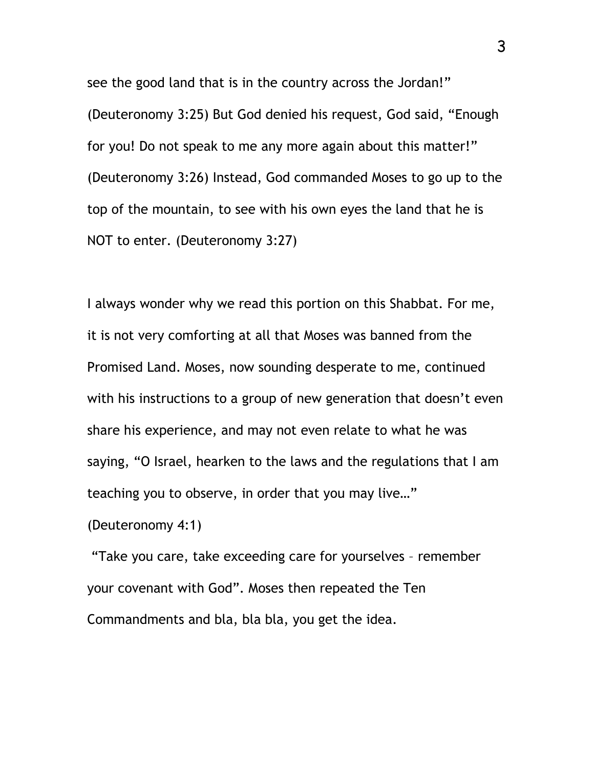see the good land that is in the country across the Jordan!" (Deuteronomy 3:25) But God denied his request, God said, "Enough for you! Do not speak to me any more again about this matter!" (Deuteronomy 3:26) Instead, God commanded Moses to go up to the top of the mountain, to see with his own eyes the land that he is NOT to enter. (Deuteronomy 3:27)

I always wonder why we read this portion on this Shabbat. For me, it is not very comforting at all that Moses was banned from the Promised Land. Moses, now sounding desperate to me, continued with his instructions to a group of new generation that doesn't even share his experience, and may not even relate to what he was saying, "O Israel, hearken to the laws and the regulations that I am teaching you to observe, in order that you may live…" (Deuteronomy 4:1)

"Take you care, take exceeding care for yourselves – remember your covenant with God". Moses then repeated the Ten Commandments and bla, bla bla, you get the idea.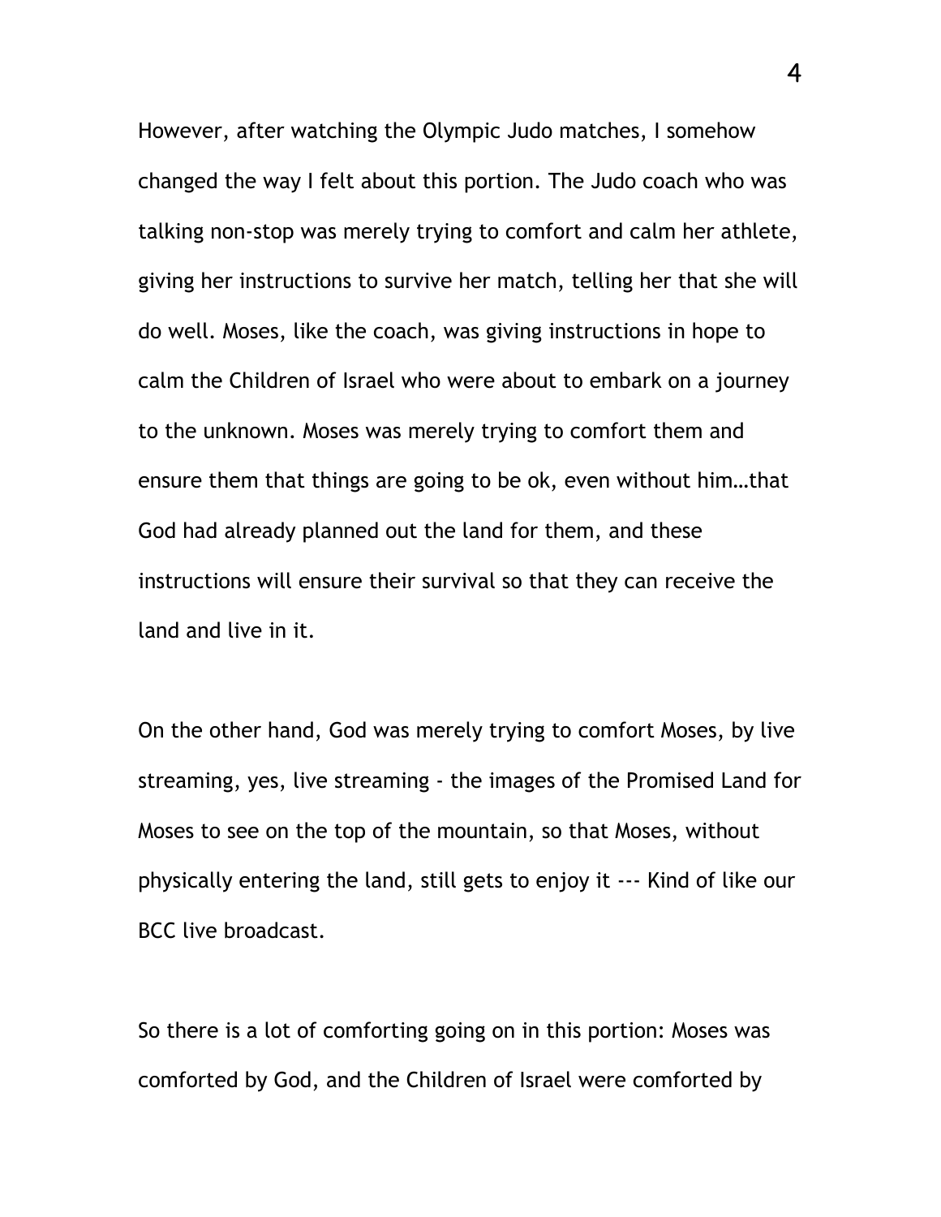However, after watching the Olympic Judo matches, I somehow changed the way I felt about this portion. The Judo coach who was talking non-stop was merely trying to comfort and calm her athlete, giving her instructions to survive her match, telling her that she will do well. Moses, like the coach, was giving instructions in hope to calm the Children of Israel who were about to embark on a journey to the unknown. Moses was merely trying to comfort them and ensure them that things are going to be ok, even without him…that God had already planned out the land for them, and these instructions will ensure their survival so that they can receive the land and live in it.

On the other hand, God was merely trying to comfort Moses, by live streaming, yes, live streaming - the images of the Promised Land for Moses to see on the top of the mountain, so that Moses, without physically entering the land, still gets to enjoy it --- Kind of like our BCC live broadcast.

So there is a lot of comforting going on in this portion: Moses was comforted by God, and the Children of Israel were comforted by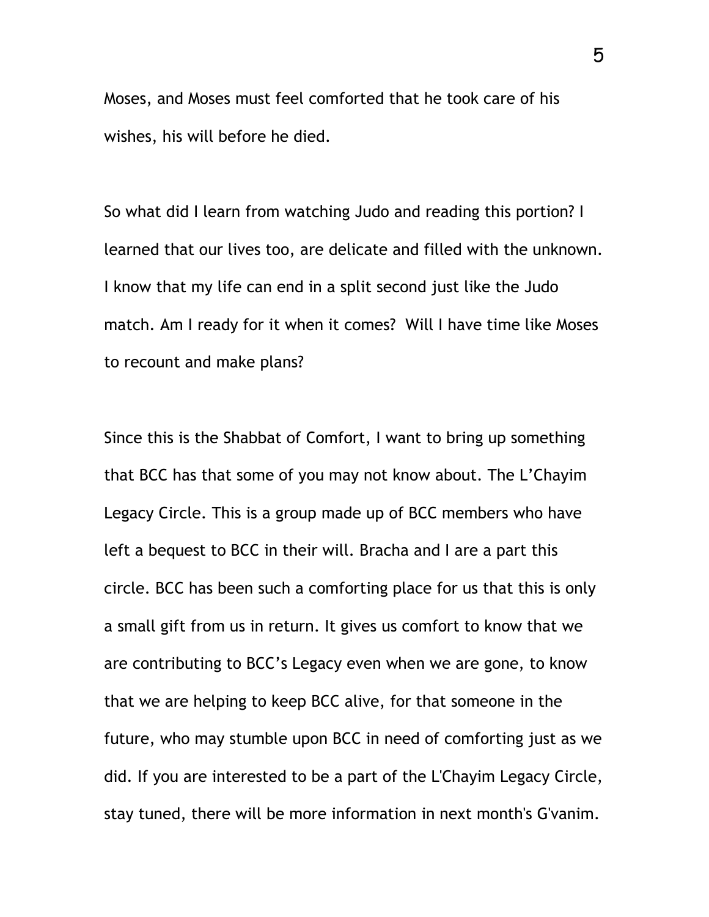Moses, and Moses must feel comforted that he took care of his wishes, his will before he died.

So what did I learn from watching Judo and reading this portion? I learned that our lives too, are delicate and filled with the unknown. I know that my life can end in a split second just like the Judo match. Am I ready for it when it comes?  Will I have time like Moses to recount and make plans?

Since this is the Shabbat of Comfort, I want to bring up something that BCC has that some of you may not know about. The L'Chayim Legacy Circle. This is a group made up of BCC members who have left a bequest to BCC in their will. Bracha and I are a part this circle. BCC has been such a comforting place for us that this is only a small gift from us in return. It gives us comfort to know that we are contributing to BCC's Legacy even when we are gone, to know that we are helping to keep BCC alive, for that someone in the future, who may stumble upon BCC in need of comforting just as we did. If you are interested to be a part of the L'Chayim Legacy Circle, stay tuned, there will be more information in next month's G'vanim.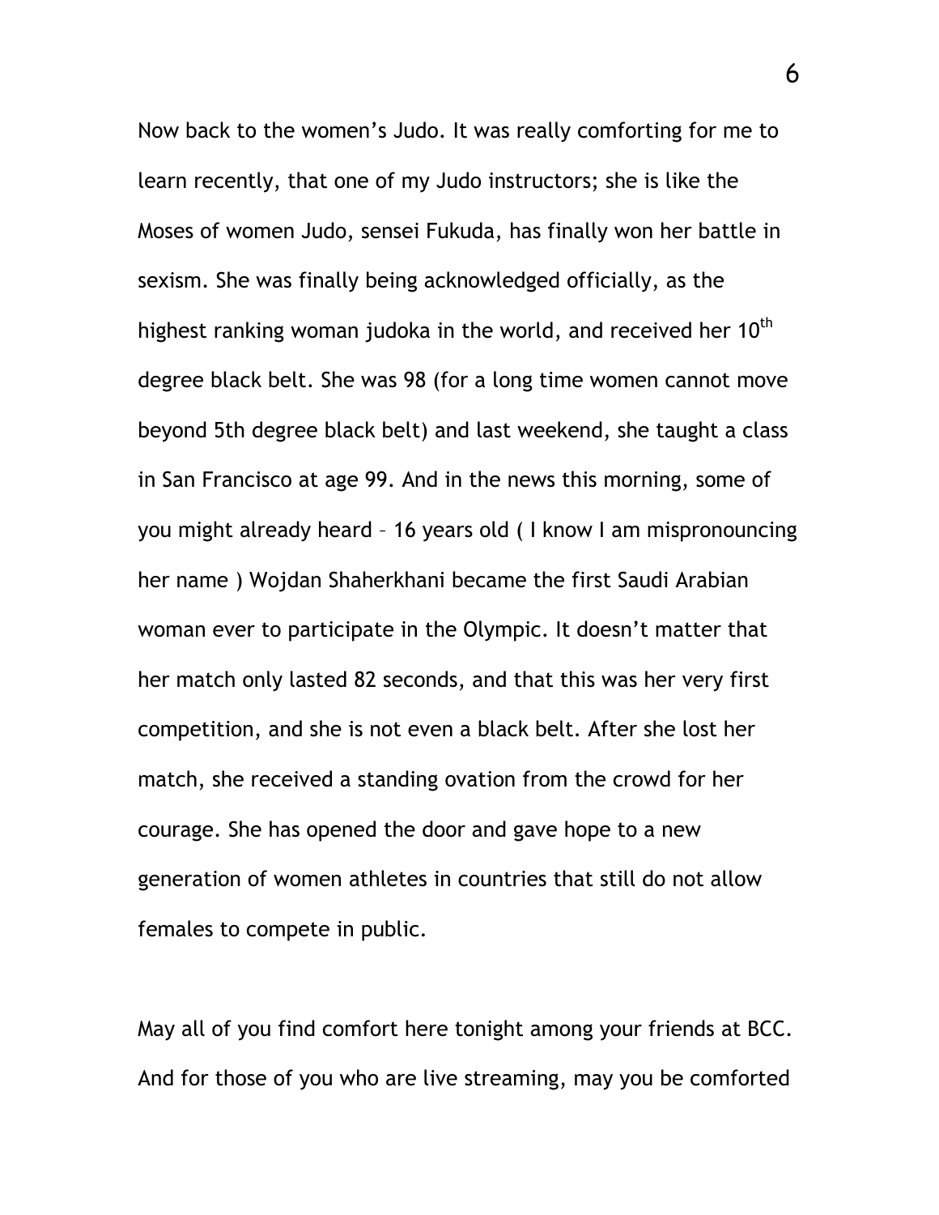Now back to the women's Judo. It was really comforting for me to learn recently, that one of my Judo instructors; she is like the Moses of women Judo, sensei Fukuda, has finally won her battle in sexism. She was finally being acknowledged officially, as the highest ranking woman judoka in the world, and received her 10th degree black belt. She was 98 (for a long time women cannot move beyond 5th degree black belt) and last weekend, she taught a class in San Francisco at age 99. And in the news this morning, some of you might already heard – 16 years old ( I know I am mispronouncing her name ) Wojdan Shaherkhani became the first Saudi Arabian woman ever to participate in the Olympic. It doesn't matter that her match only lasted 82 seconds, and that this was her very first competition, and she is not even a black belt. After she lost her match, she received a standing ovation from the crowd for her courage. She has opened the door and gave hope to a new generation of women athletes in countries that still do not allow females to compete in public.

May all of you find comfort here tonight among your friends at BCC. And for those of you who are live streaming, may you be comforted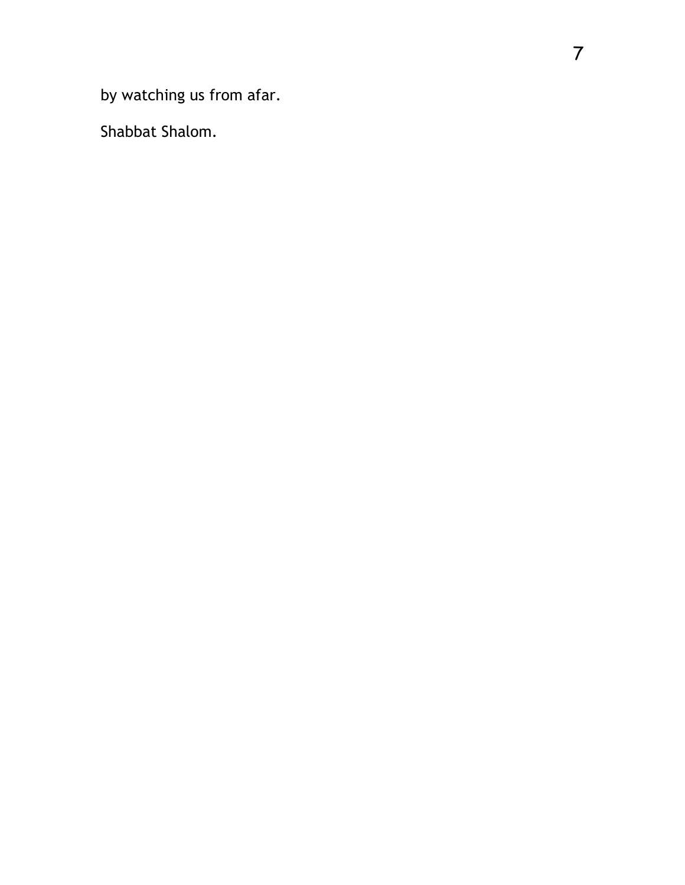by watching us from afar.

Shabbat Shalom.